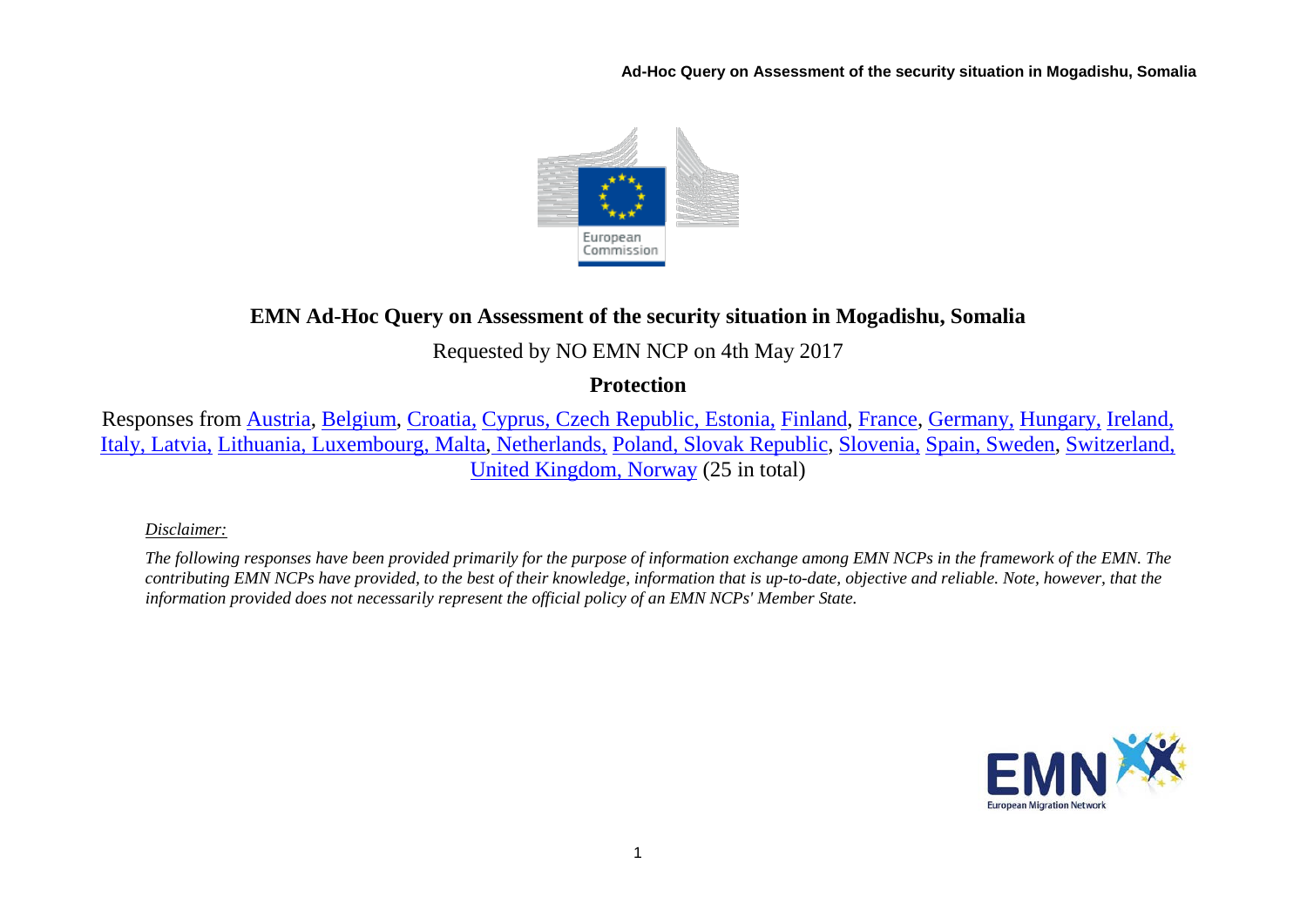# EMN Ad-Hoc Query on Assessment of the security situation in Mogadishu, Somalia

Requested by NO EMN NCP on 4th May 2017

**Protection**

Responses from Austria, Belgium, Croatia, Cyprus, Czech Republic, Estonia, Finland, France, Germany, Hungary, Ireland, Italy, Latvia, Lithuania, Luxembourg, Malta, Netherlands, Poland, Slovak Republic, Slovenia, Spain, Sweden, Switzerland, United Kingdom, Norway (25 in total)

*Disclaimer:*

*The following responses have been provided primarily for the purpose of information exchange among EMN NCPs in the framework of the EMN. The contributing EMN NCPs have provided, to the best of their knowledge, information that is up-to-date, objective and reliable. Note, however, that the information provided does not necessarily represent the official policy of an EMN NCPs' Member State.*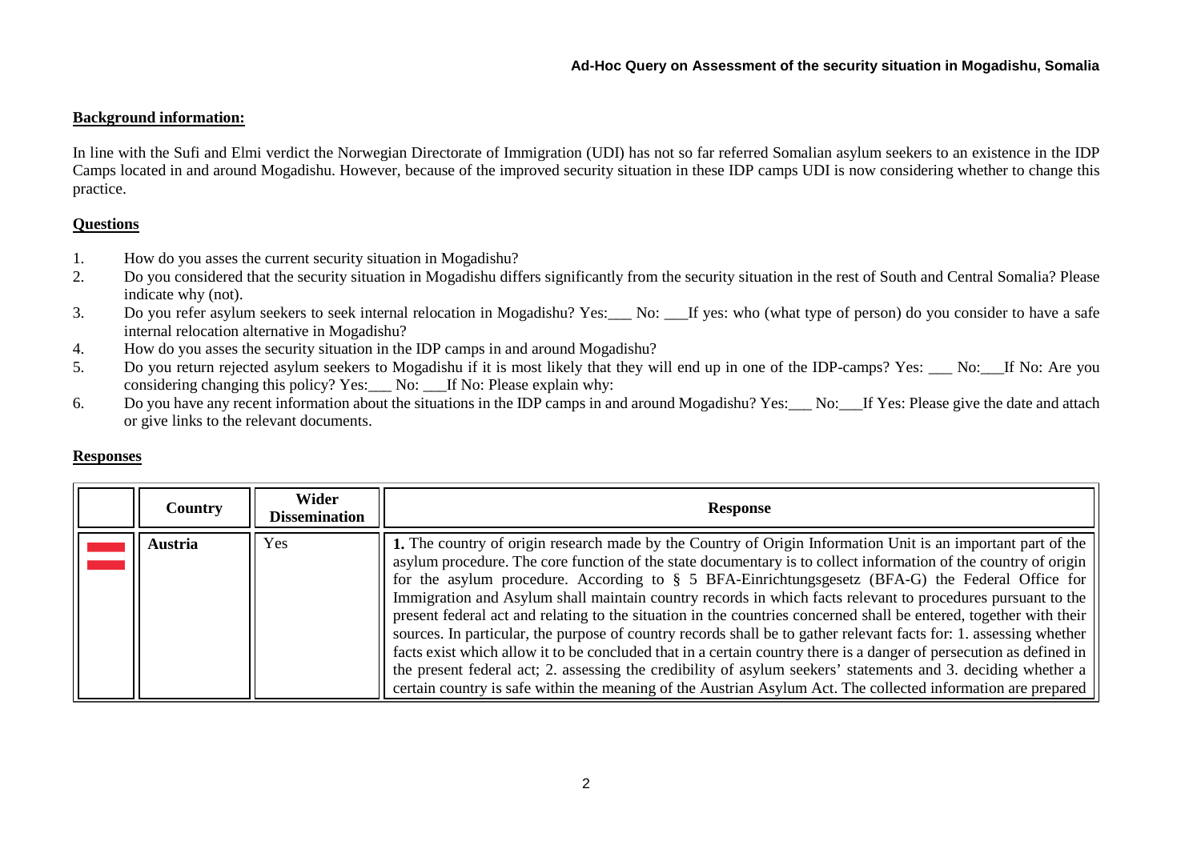**Ad-Hoc Query on Assessment of the security situation in Mogadishu, Somalia**

**Background information:**

In line with the Sufi and Elmi verdict the Norwegian Directorate of Immigration (UDI) has not so far referred Somalian asylum seekers to an existence in the IDP Camps located in and around Mogadishu. However, because of the improved security situation in these IDP camps UDI is now considering whether to change this practice.

**Questions**

1. How do you asses the current security situation in Mogadishu?
2. Do you considered that the security situation in Mogadishu differs significantly from the security situation in the rest of South and Central Somalia? Please indicate why (not).
3. Do you refer asylum seekers to seek internal relocation in Mogadishu? Yes:___ No: ___If yes: who (what type of person) do you consider to have a safe internal relocation alternative in Mogadishu?
4. How do you asses the security situation in the IDP camps in and around Mogadishu?
5. Do you return rejected asylum seekers to Mogadishu if it is most likely that they will end up in one of the IDP-camps? Yes: ___ No:___If No: Are you considering changing this policy? Yes:___ No: ___If No: Please explain why:
6. Do you have any recent information about the situations in the IDP camps in and around Mogadishu? Yes:___ No:___If Yes: Please give the date and attach or give links to the relevant documents.

**Responses**

| | Country | Wider Dissemination | Response |
|---|---|---|---|
| | Austria | Yes | **1.** The country of origin research made by the Country of Origin Information Unit is an important part of the asylum procedure. The core function of the state documentary is to collect information of the country of origin for the asylum procedure. According to § 5 BFA-Einrichtungsgesetz (BFA-G) the Federal Office for Immigration and Asylum shall maintain country records in which facts relevant to procedures pursuant to the present federal act and relating to the situation in the countries concerned shall be entered, together with their sources. In particular, the purpose of country records shall be to gather relevant facts for: 1. assessing whether facts exist which allow it to be concluded that in a certain country there is a danger of persecution as defined in the present federal act; 2. assessing the credibility of asylum seekers' statements and 3. deciding whether a certain country is safe within the meaning of the Austrian Asylum Act. The collected information are prepared |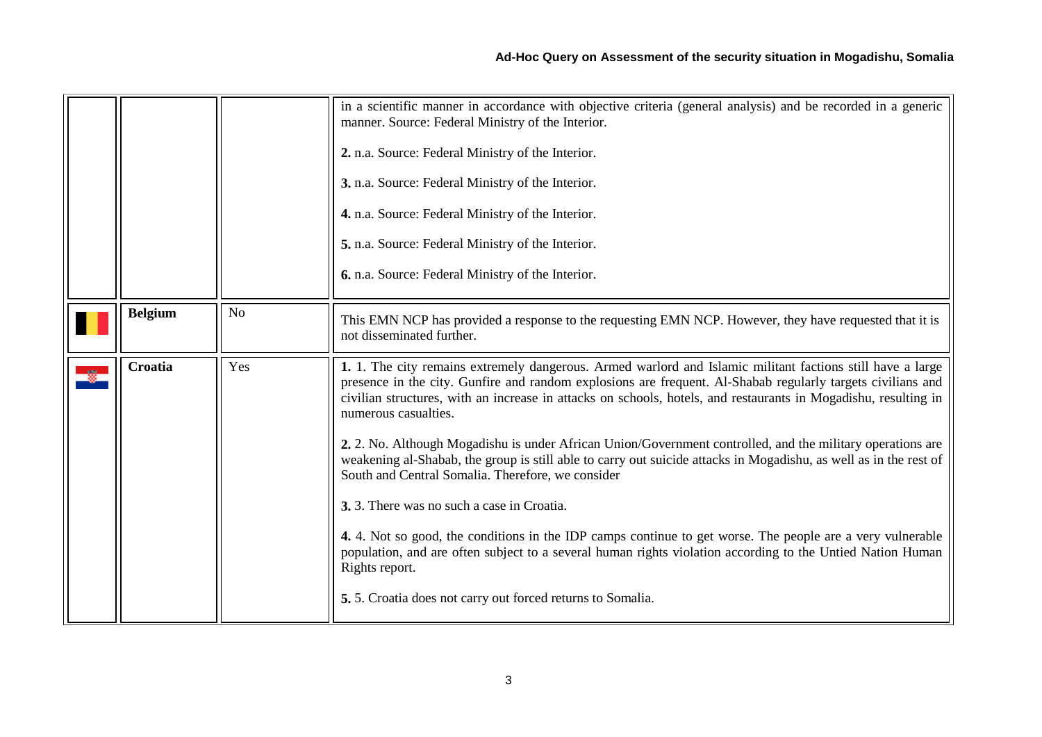| | | | |
|---|---|---|---|
| | | | in a scientific manner in accordance with objective criteria (general analysis) and be recorded in a generic manner. Source: Federal Ministry of the Interior.<br><br>**2.** n.a. Source: Federal Ministry of the Interior.<br><br>**3.** n.a. Source: Federal Ministry of the Interior.<br><br>**4.** n.a. Source: Federal Ministry of the Interior.<br><br>**5.** n.a. Source: Federal Ministry of the Interior.<br><br>**6.** n.a. Source: Federal Ministry of the Interior. |
| | **Belgium** | No | This EMN NCP has provided a response to the requesting EMN NCP. However, they have requested that it is not disseminated further. |
| | **Croatia** | Yes | **1.** 1. The city remains extremely dangerous. Armed warlord and Islamic militant factions still have a large presence in the city. Gunfire and random explosions are frequent. Al-Shabab regularly targets civilians and civilian structures, with an increase in attacks on schools, hotels, and restaurants in Mogadishu, resulting in numerous casualties.<br><br>**2.** 2. No. Although Mogadishu is under African Union/Government controlled, and the military operations are weakening al-Shabab, the group is still able to carry out suicide attacks in Mogadishu, as well as in the rest of South and Central Somalia. Therefore, we consider<br><br>**3.** 3. There was no such a case in Croatia.<br><br>**4.** 4. Not so good, the conditions in the IDP camps continue to get worse. The people are a very vulnerable population, and are often subject to a several human rights violation according to the Untied Nation Human Rights report.<br><br>**5.** 5. Croatia does not carry out forced returns to Somalia. |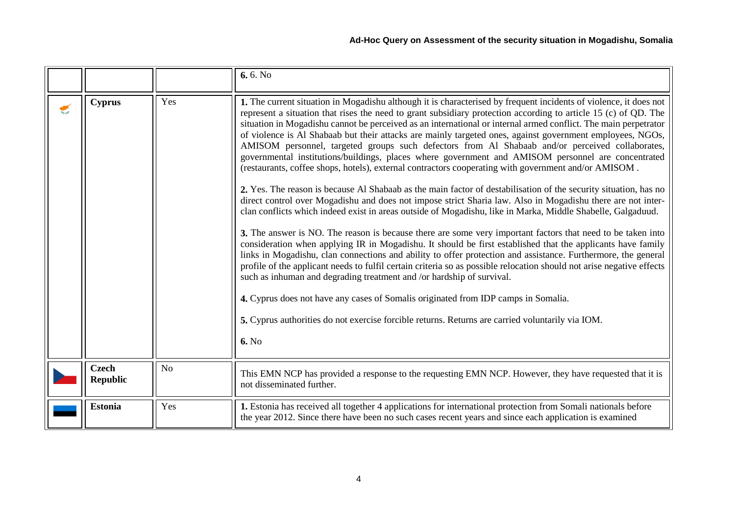| | | | |
|---|---|---|---|
| | | | **6.** 6. No |
| | **Cyprus** | Yes | **1.** The current situation in Mogadishu although it is characterised by frequent incidents of violence, it does not represent a situation that rises the need to grant subsidiary protection according to article 15 (c) of QD. The situation in Mogadishu cannot be perceived as an international or internal armed conflict. The main perpetrator of violence is Al Shabaab but their attacks are mainly targeted ones, against government employees, NGOs, AMISOM personnel, targeted groups such defectors from Al Shabaab and/or perceived collaborates, governmental institutions/buildings, places where government and AMISOM personnel are concentrated (restaurants, coffee shops, hotels), external contractors cooperating with government and/or AMISOM .<br><br>**2.** Yes. The reason is because Al Shabaab as the main factor of destabilisation of the security situation, has no direct control over Mogadishu and does not impose strict Sharia law. Also in Mogadishu there are not inter-clan conflicts which indeed exist in areas outside of Mogadishu, like in Marka, Middle Shabelle, Galgaduud.<br><br>**3.** The answer is NO. The reason is because there are some very important factors that need to be taken into consideration when applying IR in Mogadishu. It should be first established that the applicants have family links in Mogadishu, clan connections and ability to offer protection and assistance. Furthermore, the general profile of the applicant needs to fulfil certain criteria so as possible relocation should not arise negative effects such as inhuman and degrading treatment and /or hardship of survival.<br><br>**4.** Cyprus does not have any cases of Somalis originated from IDP camps in Somalia.<br><br>**5.** Cyprus authorities do not exercise forcible returns. Returns are carried voluntarily via IOM.<br><br>**6.** No |
| | **Czech Republic** | No | This EMN NCP has provided a response to the requesting EMN NCP. However, they have requested that it is not disseminated further. |
| | **Estonia** | Yes | **1.** Estonia has received all together 4 applications for international protection from Somali nationals before the year 2012. Since there have been no such cases recent years and since each application is examined |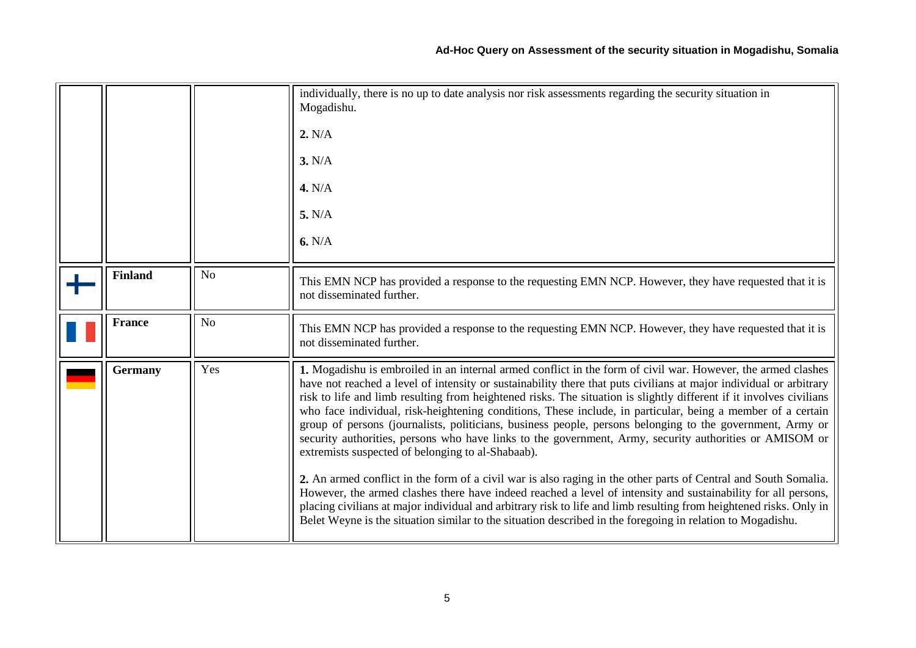| | | | |
|---|---|---|---|
| | | | individually, there is no up to date analysis nor risk assessments regarding the security situation in Mogadishu.<br><br>**2.** N/A<br><br>**3.** N/A<br><br>**4.** N/A<br><br>**5.** N/A<br><br>**6.** N/A |
| | **Finland** | No | This EMN NCP has provided a response to the requesting EMN NCP. However, they have requested that it is not disseminated further. |
| | **France** | No | This EMN NCP has provided a response to the requesting EMN NCP. However, they have requested that it is not disseminated further. |
| | **Germany** | Yes | **1.** Mogadishu is embroiled in an internal armed conflict in the form of civil war. However, the armed clashes have not reached a level of intensity or sustainability there that puts civilians at major individual or arbitrary risk to life and limb resulting from heightened risks. The situation is slightly different if it involves civilians who face individual, risk-heightening conditions, These include, in particular, being a member of a certain group of persons (journalists, politicians, business people, persons belonging to the government, Army or security authorities, persons who have links to the government, Army, security authorities or AMISOM or extremists suspected of belonging to al-Shabaab).<br><br>**2.** An armed conflict in the form of a civil war is also raging in the other parts of Central and South Somalia. However, the armed clashes there have indeed reached a level of intensity and sustainability for all persons, placing civilians at major individual and arbitrary risk to life and limb resulting from heightened risks. Only in Belet Weyne is the situation similar to the situation described in the foregoing in relation to Mogadishu. |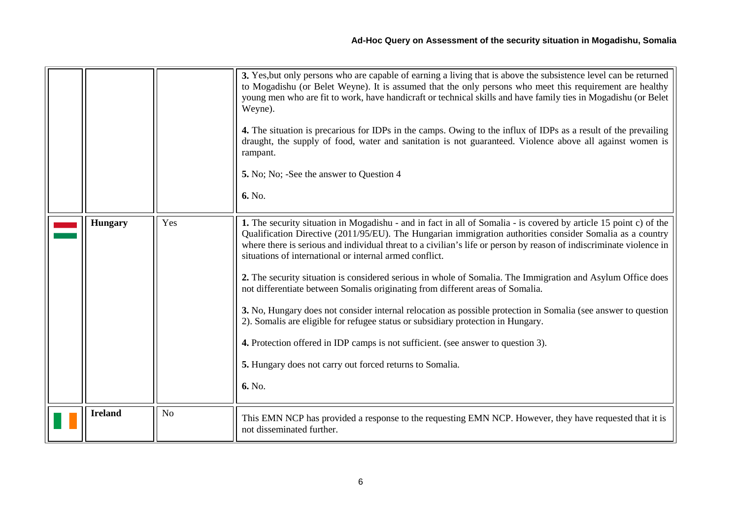| | | | |
|---|---|---|---|
| | | | **3.** Yes,but only persons who are capable of earning a living that is above the subsistence level can be returned to Mogadishu (or Belet Weyne). It is assumed that the only persons who meet this requirement are healthy young men who are fit to work, have handicraft or technical skills and have family ties in Mogadishu (or Belet Weyne).<br><br>**4.** The situation is precarious for IDPs in the camps. Owing to the influx of IDPs as a result of the prevailing draught, the supply of food, water and sanitation is not guaranteed. Violence above all against women is rampant.<br><br>**5.** No; No; -See the answer to Question 4<br><br>**6.** No. |
| | **Hungary** | Yes | **1.** The security situation in Mogadishu - and in fact in all of Somalia - is covered by article 15 point c) of the Qualification Directive (2011/95/EU). The Hungarian immigration authorities consider Somalia as a country where there is serious and individual threat to a civilian's life or person by reason of indiscriminate violence in situations of international or internal armed conflict.<br><br>**2.** The security situation is considered serious in whole of Somalia. The Immigration and Asylum Office does not differentiate between Somalis originating from different areas of Somalia.<br><br>**3.** No, Hungary does not consider internal relocation as possible protection in Somalia (see answer to question 2). Somalis are eligible for refugee status or subsidiary protection in Hungary.<br><br>**4.** Protection offered in IDP camps is not sufficient. (see answer to question 3).<br><br>**5.** Hungary does not carry out forced returns to Somalia.<br><br>**6.** No. |
| | **Ireland** | No | This EMN NCP has provided a response to the requesting EMN NCP. However, they have requested that it is not disseminated further. |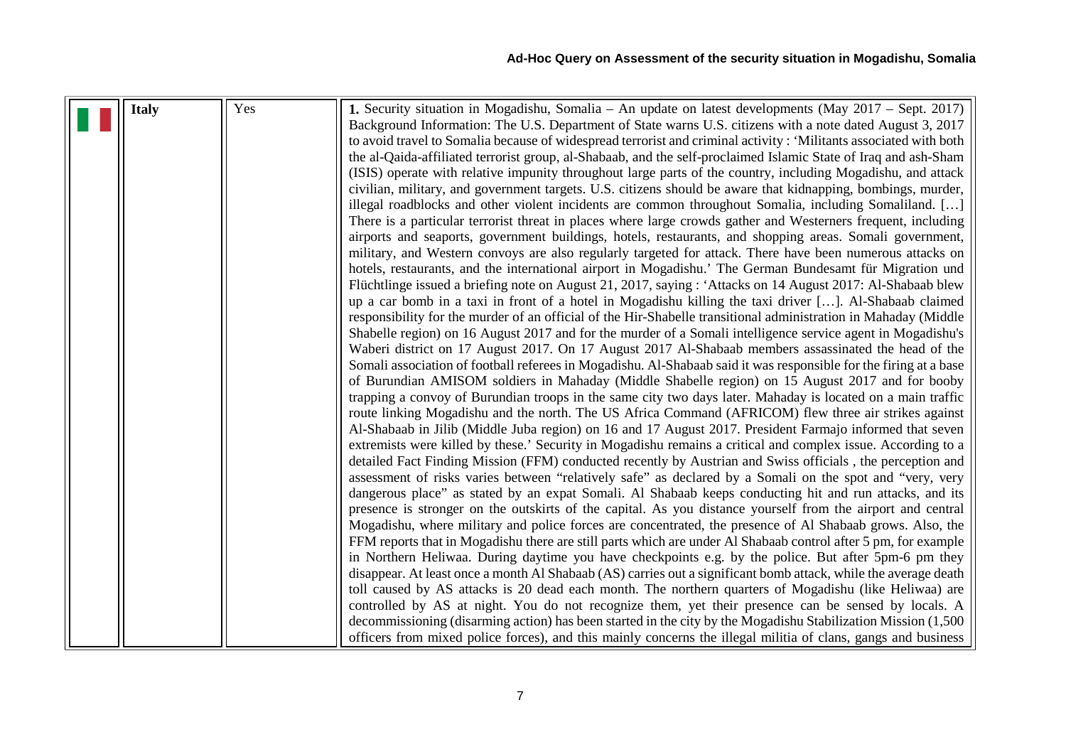| | Italy | Yes | **1.** Security situation in Mogadishu, Somalia – An update on latest developments (May 2017 – Sept. 2017) Background Information: The U.S. Department of State warns U.S. citizens with a note dated August 3, 2017 to avoid travel to Somalia because of widespread terrorist and criminal activity : 'Militants associated with both the al-Qaida-affiliated terrorist group, al-Shabaab, and the self-proclaimed Islamic State of Iraq and ash-Sham (ISIS) operate with relative impunity throughout large parts of the country, including Mogadishu, and attack civilian, military, and government targets. U.S. citizens should be aware that kidnapping, bombings, murder, illegal roadblocks and other violent incidents are common throughout Somalia, including Somaliland. […] There is a particular terrorist threat in places where large crowds gather and Westerners frequent, including airports and seaports, government buildings, hotels, restaurants, and shopping areas. Somali government, military, and Western convoys are also regularly targeted for attack. There have been numerous attacks on hotels, restaurants, and the international airport in Mogadishu.' The German Bundesamt für Migration und Flüchtlinge issued a briefing note on August 21, 2017, saying : 'Attacks on 14 August 2017: Al-Shabaab blew up a car bomb in a taxi in front of a hotel in Mogadishu killing the taxi driver […]. Al-Shabaab claimed responsibility for the murder of an official of the Hir-Shabelle transitional administration in Mahaday (Middle Shabelle region) on 16 August 2017 and for the murder of a Somali intelligence service agent in Mogadishu's Waberi district on 17 August 2017. On 17 August 2017 Al-Shabaab members assassinated the head of the Somali association of football referees in Mogadishu. Al-Shabaab said it was responsible for the firing at a base of Burundian AMISOM soldiers in Mahaday (Middle Shabelle region) on 15 August 2017 and for booby trapping a convoy of Burundian troops in the same city two days later. Mahaday is located on a main traffic route linking Mogadishu and the north. The US Africa Command (AFRICOM) flew three air strikes against Al-Shabaab in Jilib (Middle Juba region) on 16 and 17 August 2017. President Farmajo informed that seven extremists were killed by these.' Security in Mogadishu remains a critical and complex issue. According to a detailed Fact Finding Mission (FFM) conducted recently by Austrian and Swiss officials , the perception and assessment of risks varies between "relatively safe" as declared by a Somali on the spot and "very, very dangerous place" as stated by an expat Somali. Al Shabaab keeps conducting hit and run attacks, and its presence is stronger on the outskirts of the capital. As you distance yourself from the airport and central Mogadishu, where military and police forces are concentrated, the presence of Al Shabaab grows. Also, the FFM reports that in Mogadishu there are still parts which are under Al Shabaab control after 5 pm, for example in Northern Heliwaa. During daytime you have checkpoints e.g. by the police. But after 5pm-6 pm they disappear. At least once a month Al Shabaab (AS) carries out a significant bomb attack, while the average death toll caused by AS attacks is 20 dead each month. The northern quarters of Mogadishu (like Heliwaa) are controlled by AS at night. You do not recognize them, yet their presence can be sensed by locals. A decommissioning (disarming action) has been started in the city by the Mogadishu Stabilization Mission (1,500 officers from mixed police forces), and this mainly concerns the illegal militia of clans, gangs and business |
|---|---|---|---|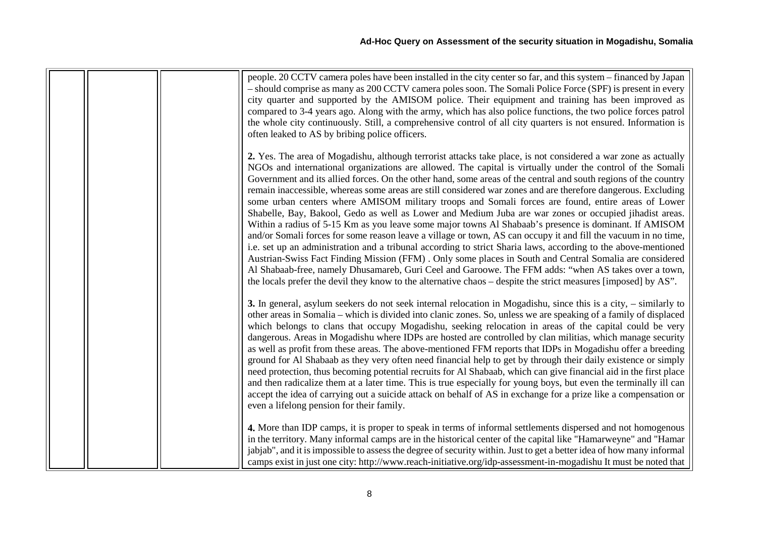| | | | |
|---|---|---|---|
| | | | people. 20 CCTV camera poles have been installed in the city center so far, and this system – financed by Japan – should comprise as many as 200 CCTV camera poles soon. The Somali Police Force (SPF) is present in every city quarter and supported by the AMISOM police. Their equipment and training has been improved as compared to 3-4 years ago. Along with the army, which has also police functions, the two police forces patrol the whole city continuously. Still, a comprehensive control of all city quarters is not ensured. Information is often leaked to AS by bribing police officers.<br><br>**2.** Yes. The area of Mogadishu, although terrorist attacks take place, is not considered a war zone as actually NGOs and international organizations are allowed. The capital is virtually under the control of the Somali Government and its allied forces. On the other hand, some areas of the central and south regions of the country remain inaccessible, whereas some areas are still considered war zones and are therefore dangerous. Excluding some urban centers where AMISOM military troops and Somali forces are found, entire areas of Lower Shabelle, Bay, Bakool, Gedo as well as Lower and Medium Juba are war zones or occupied jihadist areas. Within a radius of 5-15 Km as you leave some major towns Al Shabaab's presence is dominant. If AMISOM and/or Somali forces for some reason leave a village or town, AS can occupy it and fill the vacuum in no time, i.e. set up an administration and a tribunal according to strict Sharia laws, according to the above-mentioned Austrian-Swiss Fact Finding Mission (FFM) . Only some places in South and Central Somalia are considered Al Shabaab-free, namely Dhusamareb, Guri Ceel and Garoowe. The FFM adds: "when AS takes over a town, the locals prefer the devil they know to the alternative chaos – despite the strict measures [imposed] by AS".<br><br>**3.** In general, asylum seekers do not seek internal relocation in Mogadishu, since this is a city, – similarly to other areas in Somalia – which is divided into clanic zones. So, unless we are speaking of a family of displaced which belongs to clans that occupy Mogadishu, seeking relocation in areas of the capital could be very dangerous. Areas in Mogadishu where IDPs are hosted are controlled by clan militias, which manage security as well as profit from these areas. The above-mentioned FFM reports that IDPs in Mogadishu offer a breeding ground for Al Shabaab as they very often need financial help to get by through their daily existence or simply need protection, thus becoming potential recruits for Al Shabaab, which can give financial aid in the first place and then radicalize them at a later time. This is true especially for young boys, but even the terminally ill can accept the idea of carrying out a suicide attack on behalf of AS in exchange for a prize like a compensation or even a lifelong pension for their family.<br><br>**4.** More than IDP camps, it is proper to speak in terms of informal settlements dispersed and not homogenous in the territory. Many informal camps are in the historical center of the capital like "Hamarweyne" and "Hamar jabjab", and it is impossible to assess the degree of security within. Just to get a better idea of how many informal camps exist in just one city: http://www.reach-initiative.org/idp-assessment-in-mogadishu It must be noted that |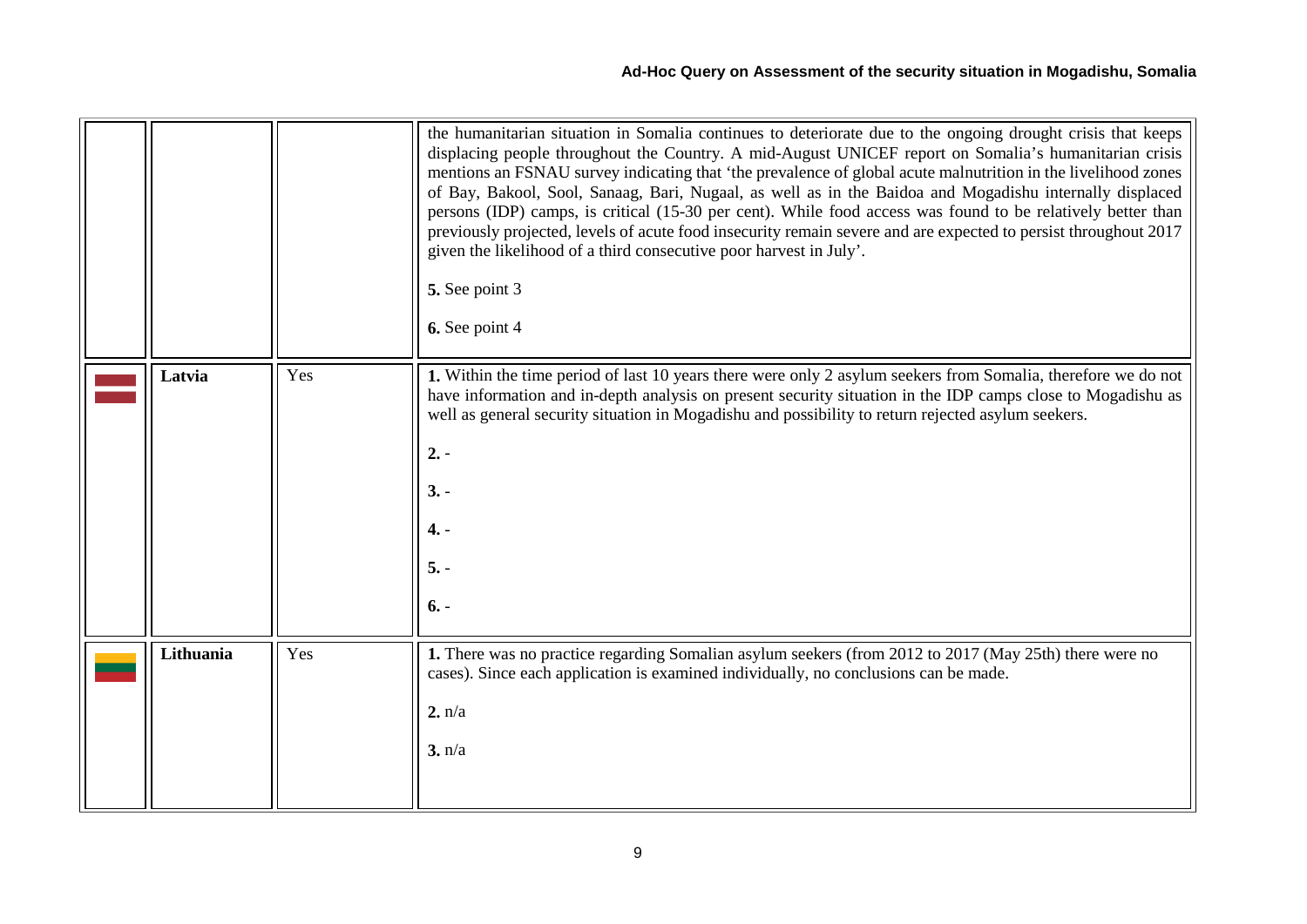| | | | |
|---|---|---|---|
| | | | the humanitarian situation in Somalia continues to deteriorate due to the ongoing drought crisis that keeps displacing people throughout the Country. A mid-August UNICEF report on Somalia's humanitarian crisis mentions an FSNAU survey indicating that 'the prevalence of global acute malnutrition in the livelihood zones of Bay, Bakool, Sool, Sanaag, Bari, Nugaal, as well as in the Baidoa and Mogadishu internally displaced persons (IDP) camps, is critical (15-30 per cent). While food access was found to be relatively better than previously projected, levels of acute food insecurity remain severe and are expected to persist throughout 2017 given the likelihood of a third consecutive poor harvest in July'.<br><br>**5.** See point 3<br><br>**6.** See point 4 |
| | **Latvia** | Yes | **1.** Within the time period of last 10 years there were only 2 asylum seekers from Somalia, therefore we do not have information and in-depth analysis on present security situation in the IDP camps close to Mogadishu as well as general security situation in Mogadishu and possibility to return rejected asylum seekers.<br><br>**2.** -<br><br>**3.** -<br><br>**4.** -<br><br>**5.** -<br><br>**6.** - |
| | **Lithuania** | Yes | **1.** There was no practice regarding Somalian asylum seekers (from 2012 to 2017 (May 25th) there were no cases). Since each application is examined individually, no conclusions can be made.<br><br>**2.** n/a<br><br>**3.** n/a |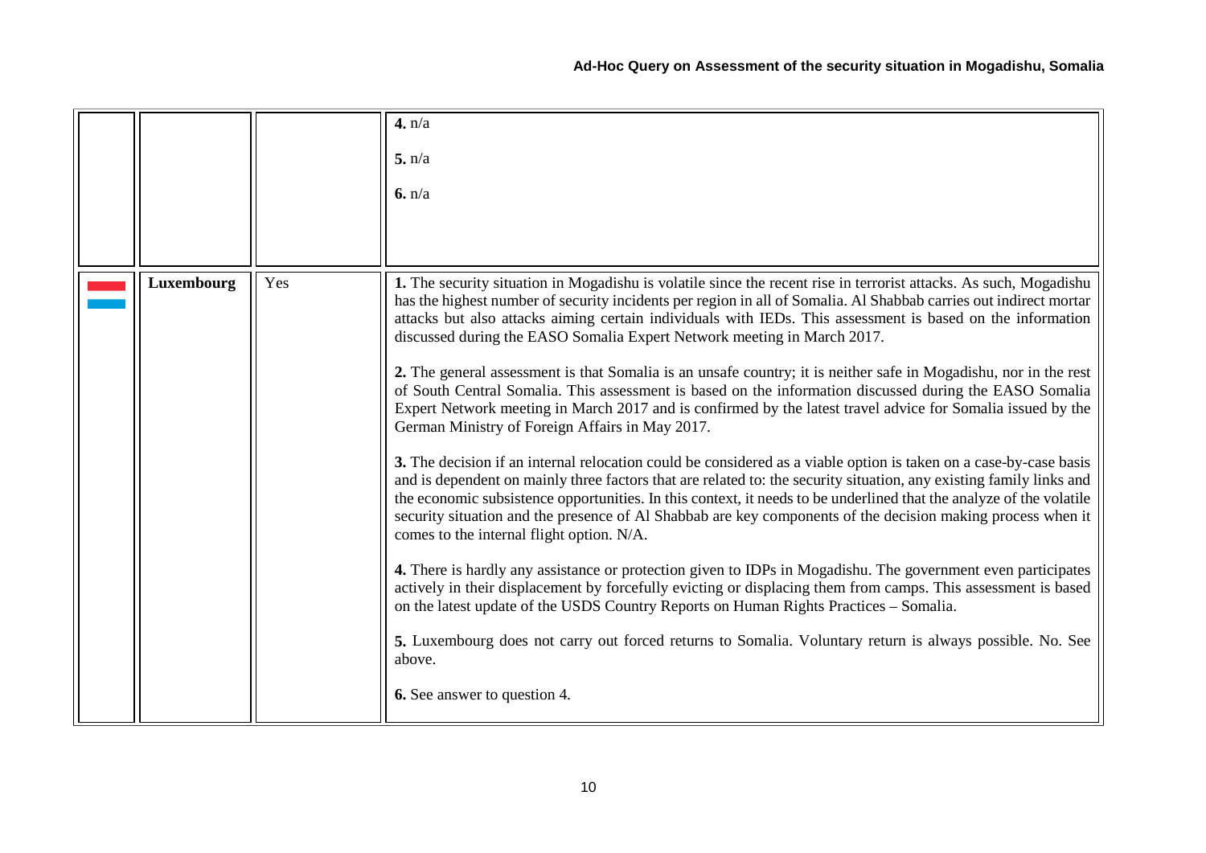|  |  |  |  |
|---|---|---|---|
|  |  |  | **4.** n/a<br><br>**5.** n/a<br><br>**6.** n/a |
|  | **Luxembourg** | Yes | **1.** The security situation in Mogadishu is volatile since the recent rise in terrorist attacks. As such, Mogadishu has the highest number of security incidents per region in all of Somalia. Al Shabbab carries out indirect mortar attacks but also attacks aiming certain individuals with IEDs. This assessment is based on the information discussed during the EASO Somalia Expert Network meeting in March 2017.<br><br>**2.** The general assessment is that Somalia is an unsafe country; it is neither safe in Mogadishu, nor in the rest of South Central Somalia. This assessment is based on the information discussed during the EASO Somalia Expert Network meeting in March 2017 and is confirmed by the latest travel advice for Somalia issued by the German Ministry of Foreign Affairs in May 2017.<br><br>**3.** The decision if an internal relocation could be considered as a viable option is taken on a case-by-case basis and is dependent on mainly three factors that are related to: the security situation, any existing family links and the economic subsistence opportunities. In this context, it needs to be underlined that the analyze of the volatile security situation and the presence of Al Shabbab are key components of the decision making process when it comes to the internal flight option. N/A.<br><br>**4.** There is hardly any assistance or protection given to IDPs in Mogadishu. The government even participates actively in their displacement by forcefully evicting or displacing them from camps. This assessment is based on the latest update of the USDS Country Reports on Human Rights Practices – Somalia.<br><br>**5.** Luxembourg does not carry out forced returns to Somalia. Voluntary return is always possible. No. See above.<br><br>**6.** See answer to question 4. |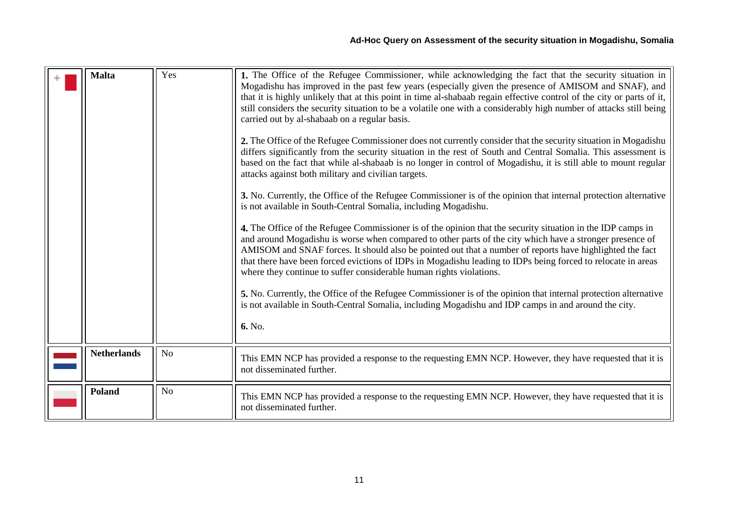| | Malta | Yes | **1.** The Office of the Refugee Commissioner, while acknowledging the fact that the security situation in Mogadishu has improved in the past few years (especially given the presence of AMISOM and SNAF), and that it is highly unlikely that at this point in time al-shabaab regain effective control of the city or parts of it, still considers the security situation to be a volatile one with a considerably high number of attacks still being carried out by al-shabaab on a regular basis.<br><br>**2.** The Office of the Refugee Commissioner does not currently consider that the security situation in Mogadishu differs significantly from the security situation in the rest of South and Central Somalia. This assessment is based on the fact that while al-shabaab is no longer in control of Mogadishu, it is still able to mount regular attacks against both military and civilian targets.<br><br>**3.** No. Currently, the Office of the Refugee Commissioner is of the opinion that internal protection alternative is not available in South-Central Somalia, including Mogadishu.<br><br>**4.** The Office of the Refugee Commissioner is of the opinion that the security situation in the IDP camps in and around Mogadishu is worse when compared to other parts of the city which have a stronger presence of AMISOM and SNAF forces. It should also be pointed out that a number of reports have highlighted the fact that there have been forced evictions of IDPs in Mogadishu leading to IDPs being forced to relocate in areas where they continue to suffer considerable human rights violations.<br><br>**5.** No. Currently, the Office of the Refugee Commissioner is of the opinion that internal protection alternative is not available in South-Central Somalia, including Mogadishu and IDP camps in and around the city.<br><br>**6.** No. |
|---|---|---|---|
| | Netherlands | No | This EMN NCP has provided a response to the requesting EMN NCP. However, they have requested that it is not disseminated further. |
| | Poland | No | This EMN NCP has provided a response to the requesting EMN NCP. However, they have requested that it is not disseminated further. |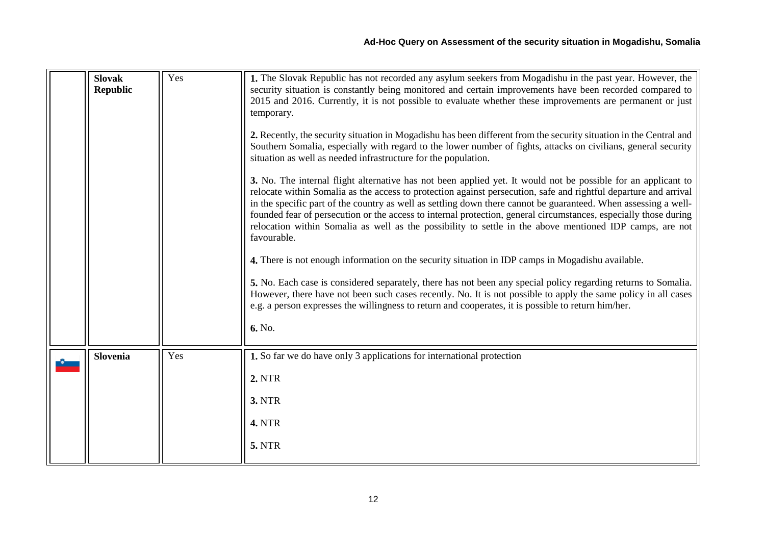| | | | |
|---|---|---|---|
| | **Slovak Republic** | Yes | **1.** The Slovak Republic has not recorded any asylum seekers from Mogadishu in the past year. However, the security situation is constantly being monitored and certain improvements have been recorded compared to 2015 and 2016. Currently, it is not possible to evaluate whether these improvements are permanent or just temporary.<br><br>**2.** Recently, the security situation in Mogadishu has been different from the security situation in the Central and Southern Somalia, especially with regard to the lower number of fights, attacks on civilians, general security situation as well as needed infrastructure for the population.<br><br>**3.** No. The internal flight alternative has not been applied yet. It would not be possible for an applicant to relocate within Somalia as the access to protection against persecution, safe and rightful departure and arrival in the specific part of the country as well as settling down there cannot be guaranteed. When assessing a well-founded fear of persecution or the access to internal protection, general circumstances, especially those during relocation within Somalia as well as the possibility to settle in the above mentioned IDP camps, are not favourable.<br><br>**4.** There is not enough information on the security situation in IDP camps in Mogadishu available.<br><br>**5.** No. Each case is considered separately, there has not been any special policy regarding returns to Somalia. However, there have not been such cases recently. No. It is not possible to apply the same policy in all cases e.g. a person expresses the willingness to return and cooperates, it is possible to return him/her.<br><br>**6.** No. |
| | **Slovenia** | Yes | **1.** So far we do have only 3 applications for international protection<br><br>**2.** NTR<br><br>**3.** NTR<br><br>**4.** NTR<br><br>**5.** NTR |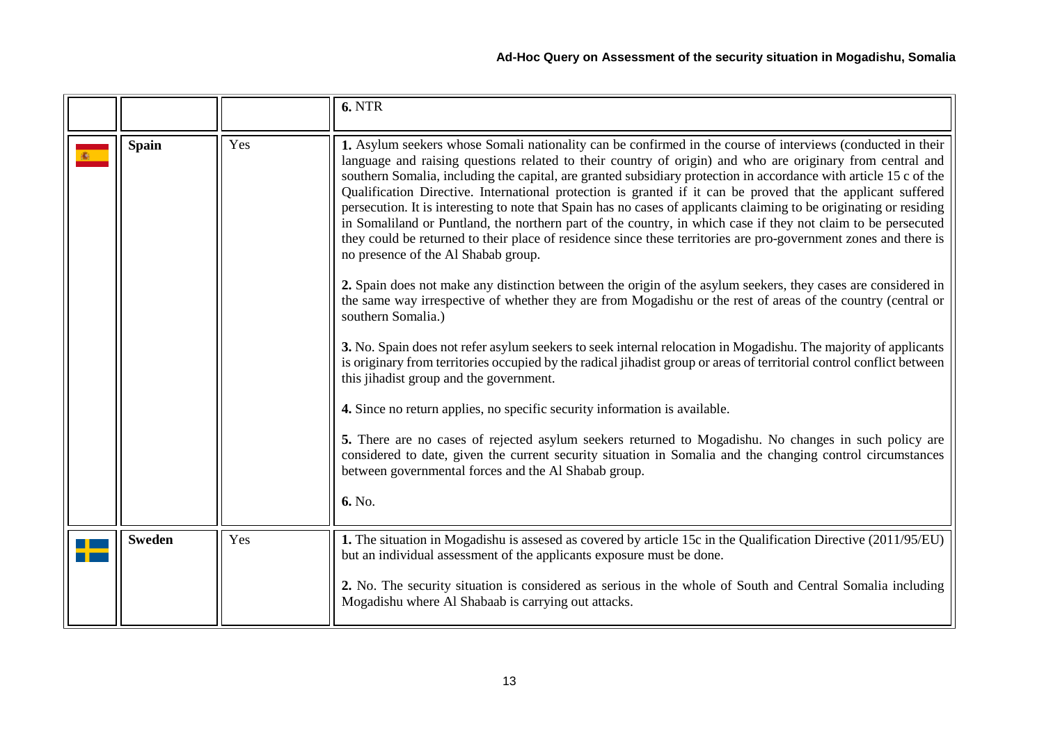| | | | |
|---|---|---|---|
| | | | **6.** NTR |
| | **Spain** | Yes | **1.** Asylum seekers whose Somali nationality can be confirmed in the course of interviews (conducted in their language and raising questions related to their country of origin) and who are originary from central and southern Somalia, including the capital, are granted subsidiary protection in accordance with article 15 c of the Qualification Directive. International protection is granted if it can be proved that the applicant suffered persecution. It is interesting to note that Spain has no cases of applicants claiming to be originating or residing in Somaliland or Puntland, the northern part of the country, in which case if they not claim to be persecuted they could be returned to their place of residence since these territories are pro-government zones and there is no presence of the Al Shabab group.<br><br>**2.** Spain does not make any distinction between the origin of the asylum seekers, they cases are considered in the same way irrespective of whether they are from Mogadishu or the rest of areas of the country (central or southern Somalia.)<br><br>**3.** No. Spain does not refer asylum seekers to seek internal relocation in Mogadishu. The majority of applicants is originary from territories occupied by the radical jihadist group or areas of territorial control conflict between this jihadist group and the government.<br><br>**4.** Since no return applies, no specific security information is available.<br><br>**5.** There are no cases of rejected asylum seekers returned to Mogadishu. No changes in such policy are considered to date, given the current security situation in Somalia and the changing control circumstances between governmental forces and the Al Shabab group.<br><br>**6.** No. |
| | **Sweden** | Yes | **1.** The situation in Mogadishu is assesed as covered by article 15c in the Qualification Directive (2011/95/EU) but an individual assessment of the applicants exposure must be done.<br><br>**2.** No. The security situation is considered as serious in the whole of South and Central Somalia including Mogadishu where Al Shabaab is carrying out attacks. |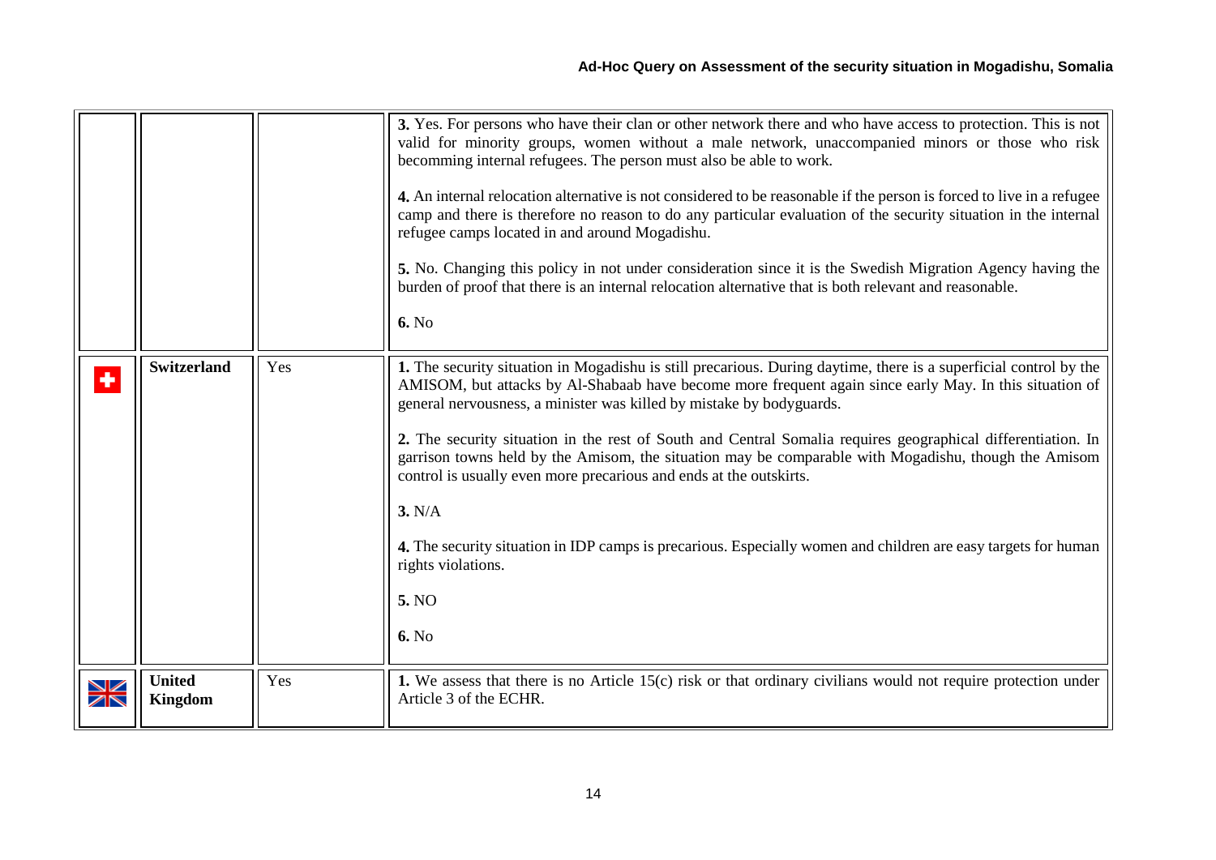| | | | |
|---|---|---|---|
| | | | **3.** Yes. For persons who have their clan or other network there and who have access to protection. This is not valid for minority groups, women without a male network, unaccompanied minors or those who risk becomming internal refugees. The person must also be able to work.<br><br>**4.** An internal relocation alternative is not considered to be reasonable if the person is forced to live in a refugee camp and there is therefore no reason to do any particular evaluation of the security situation in the internal refugee camps located in and around Mogadishu.<br><br>**5.** No. Changing this policy in not under consideration since it is the Swedish Migration Agency having the burden of proof that there is an internal relocation alternative that is both relevant and reasonable.<br><br>**6.** No |
| | **Switzerland** | Yes | **1.** The security situation in Mogadishu is still precarious. During daytime, there is a superficial control by the AMISOM, but attacks by Al-Shabaab have become more frequent again since early May. In this situation of general nervousness, a minister was killed by mistake by bodyguards.<br><br>**2.** The security situation in the rest of South and Central Somalia requires geographical differentiation. In garrison towns held by the Amisom, the situation may be comparable with Mogadishu, though the Amisom control is usually even more precarious and ends at the outskirts.<br><br>**3.** N/A<br><br>**4.** The security situation in IDP camps is precarious. Especially women and children are easy targets for human rights violations.<br><br>**5.** NO<br><br>**6.** No |
| | **United Kingdom** | Yes | **1.** We assess that there is no Article 15(c) risk or that ordinary civilians would not require protection under Article 3 of the ECHR. |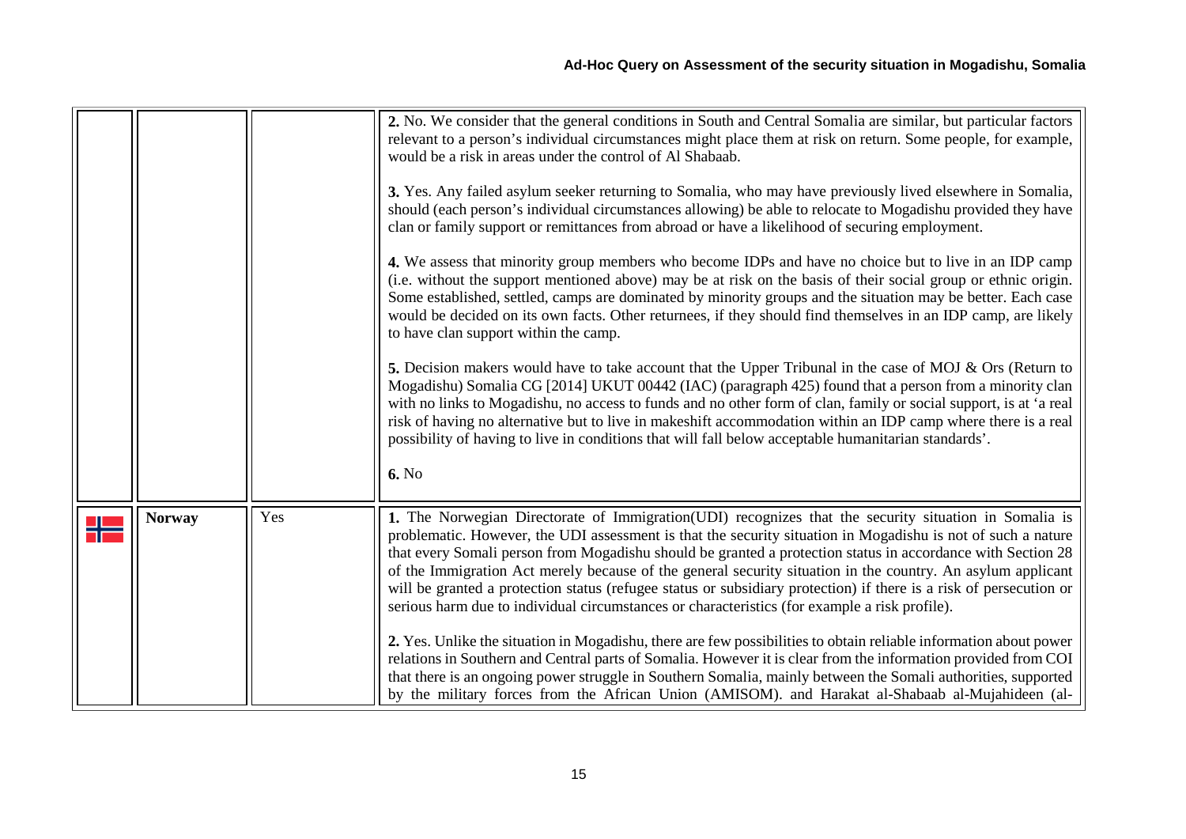| | | | |
|---|---|---|---|
| | | | **2.** No. We consider that the general conditions in South and Central Somalia are similar, but particular factors relevant to a person's individual circumstances might place them at risk on return. Some people, for example, would be a risk in areas under the control of Al Shabaab.<br><br>**3.** Yes. Any failed asylum seeker returning to Somalia, who may have previously lived elsewhere in Somalia, should (each person's individual circumstances allowing) be able to relocate to Mogadishu provided they have clan or family support or remittances from abroad or have a likelihood of securing employment.<br><br>**4.** We assess that minority group members who become IDPs and have no choice but to live in an IDP camp (i.e. without the support mentioned above) may be at risk on the basis of their social group or ethnic origin. Some established, settled, camps are dominated by minority groups and the situation may be better. Each case would be decided on its own facts. Other returnees, if they should find themselves in an IDP camp, are likely to have clan support within the camp.<br><br>**5.** Decision makers would have to take account that the Upper Tribunal in the case of MOJ & Ors (Return to Mogadishu) Somalia CG [2014] UKUT 00442 (IAC) (paragraph 425) found that a person from a minority clan with no links to Mogadishu, no access to funds and no other form of clan, family or social support, is at 'a real risk of having no alternative but to live in makeshift accommodation within an IDP camp where there is a real possibility of having to live in conditions that will fall below acceptable humanitarian standards'.<br><br>**6.** No |
| | **Norway** | Yes | **1.** The Norwegian Directorate of Immigration(UDI) recognizes that the security situation in Somalia is problematic. However, the UDI assessment is that the security situation in Mogadishu is not of such a nature that every Somali person from Mogadishu should be granted a protection status in accordance with Section 28 of the Immigration Act merely because of the general security situation in the country. An asylum applicant will be granted a protection status (refugee status or subsidiary protection) if there is a risk of persecution or serious harm due to individual circumstances or characteristics (for example a risk profile).<br><br>**2.** Yes. Unlike the situation in Mogadishu, there are few possibilities to obtain reliable information about power relations in Southern and Central parts of Somalia. However it is clear from the information provided from COI that there is an ongoing power struggle in Southern Somalia, mainly between the Somali authorities, supported by the military forces from the African Union (AMISOM). and Harakat al-Shabaab al-Mujahideen (al- |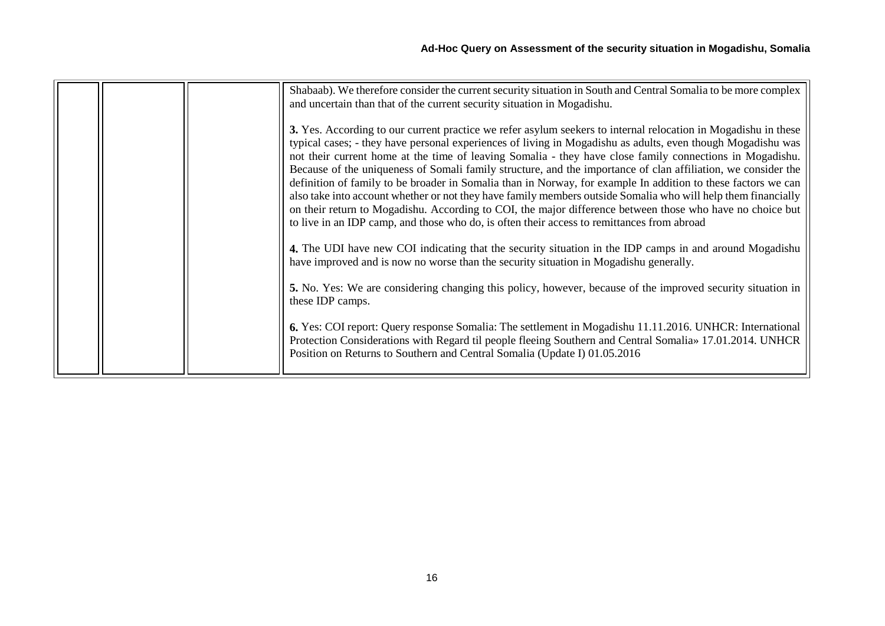| | | | |
|---|---|---|---|
| | | | Shabaab). We therefore consider the current security situation in South and Central Somalia to be more complex and uncertain than that of the current security situation in Mogadishu.<br><br>**3.** Yes. According to our current practice we refer asylum seekers to internal relocation in Mogadishu in these typical cases; - they have personal experiences of living in Mogadishu as adults, even though Mogadishu was not their current home at the time of leaving Somalia - they have close family connections in Mogadishu. Because of the uniqueness of Somali family structure, and the importance of clan affiliation, we consider the definition of family to be broader in Somalia than in Norway, for example In addition to these factors we can also take into account whether or not they have family members outside Somalia who will help them financially on their return to Mogadishu. According to COI, the major difference between those who have no choice but to live in an IDP camp, and those who do, is often their access to remittances from abroad<br><br>**4.** The UDI have new COI indicating that the security situation in the IDP camps in and around Mogadishu have improved and is now no worse than the security situation in Mogadishu generally.<br><br>**5.** No. Yes: We are considering changing this policy, however, because of the improved security situation in these IDP camps.<br><br>**6.** Yes: COI report: Query response Somalia: The settlement in Mogadishu 11.11.2016. UNHCR: International Protection Considerations with Regard til people fleeing Southern and Central Somalia» 17.01.2014. UNHCR Position on Returns to Southern and Central Somalia (Update I) 01.05.2016 |